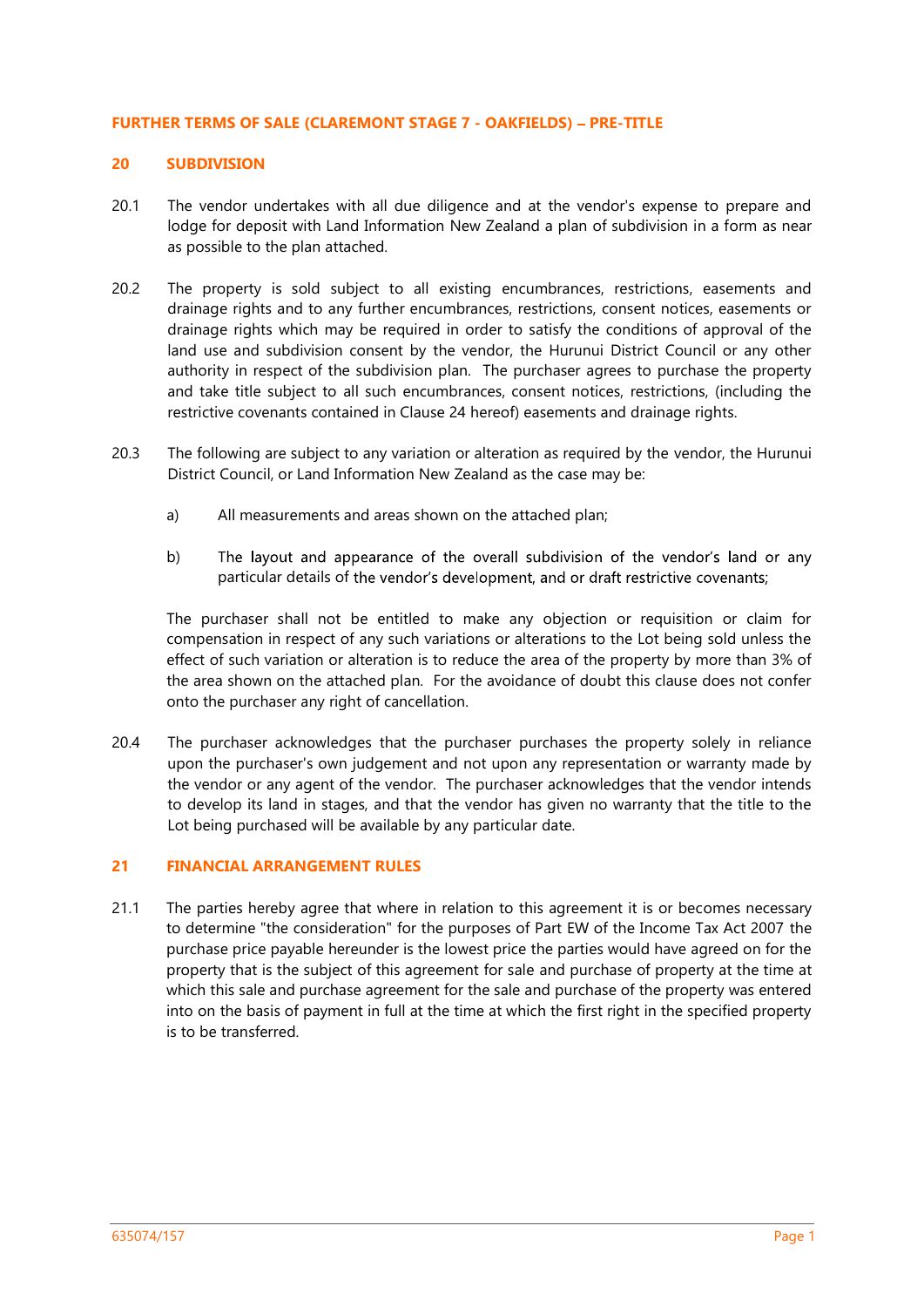# FURTHER TERMS OF SALE (CLAREMONT STAGE 7 - OAKFIELDS) – PRE-TITLE

## 20 SUBDIVISION

20.1 The vendor undertakes with all due diligence and at the vendor's expense to prepare and lodge for deposit with Land Information New Zealand a plan of subdivision in a form as near as possible to the plan attached.

20.2 The property is sold subject to all existing encumbrances, restrictions, easements and drainage rights and to any further encumbrances, restrictions, consent notices, easements or drainage rights which may be required in order to satisfy the conditions of approval of the land use and subdivision consent by the vendor, the Hurunui District Council or any other authority in respect of the subdivision plan. The purchaser agrees to purchase the property and take title subject to all such encumbrances, consent notices, restrictions, (including the restrictive covenants contained in Clause 24 hereof) easements and drainage rights.

20.3 The following are subject to any variation or alteration as required by the vendor, the Hurunui District Council, or Land Information New Zealand as the case may be:

a) All measurements and areas shown on the attached plan;

b) The layout and appearance of the overall subdivision of the vendor's land or any particular details of the vendor's development, and or draft restrictive covenants;

The purchaser shall not be entitled to make any objection or requisition or claim for compensation in respect of any such variations or alterations to the Lot being sold unless the effect of such variation or alteration is to reduce the area of the property by more than 3% of the area shown on the attached plan. For the avoidance of doubt this clause does not confer onto the purchaser any right of cancellation.

20.4 The purchaser acknowledges that the purchaser purchases the property solely in reliance upon the purchaser's own judgement and not upon any representation or warranty made by the vendor or any agent of the vendor. The purchaser acknowledges that the vendor intends to develop its land in stages, and that the vendor has given no warranty that the title to the Lot being purchased will be available by any particular date.

## 21 FINANCIAL ARRANGEMENT RULES

21.1 The parties hereby agree that where in relation to this agreement it is or becomes necessary to determine "the consideration" for the purposes of Part EW of the Income Tax Act 2007 the purchase price payable hereunder is the lowest price the parties would have agreed on for the property that is the subject of this agreement for sale and purchase of property at the time at which this sale and purchase agreement for the sale and purchase of the property was entered into on the basis of payment in full at the time at which the first right in the specified property is to be transferred.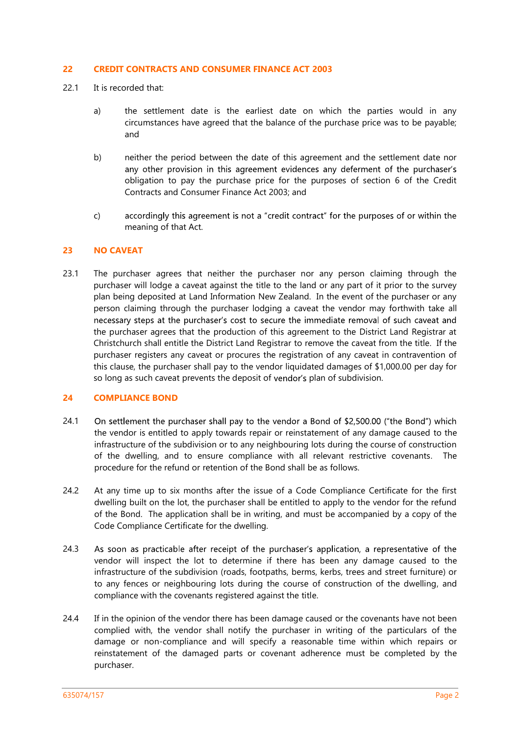## 22 CREDIT CONTRACTS AND CONSUMER FINANCE ACT 2003

22.1 It is recorded that:

a) the settlement date is the earliest date on which the parties would in any circumstances have agreed that the balance of the purchase price was to be payable; and

b) neither the period between the date of this agreement and the settlement date nor any other provision in this agreement evidences any deferment of the purchaser's obligation to pay the purchase price for the purposes of section 6 of the Credit Contracts and Consumer Finance Act 2003; and

c) accordingly this agreement is not a "credit contract" for the purposes of or within the meaning of that Act.

## 23 NO CAVEAT

23.1 The purchaser agrees that neither the purchaser nor any person claiming through the purchaser will lodge a caveat against the title to the land or any part of it prior to the survey plan being deposited at Land Information New Zealand. In the event of the purchaser or any person claiming through the purchaser lodging a caveat the vendor may forthwith take all necessary steps at the purchaser's cost to secure the immediate removal of such caveat and the purchaser agrees that the production of this agreement to the District Land Registrar at Christchurch shall entitle the District Land Registrar to remove the caveat from the title. If the purchaser registers any caveat or procures the registration of any caveat in contravention of this clause, the purchaser shall pay to the vendor liquidated damages of $1,000.00 per day for so long as such caveat prevents the deposit of vendor's plan of subdivision.

## 24 COMPLIANCE BOND

24.1 On settlement the purchaser shall pay to the vendor a Bond of $2,500.00 ("the Bond") which the vendor is entitled to apply towards repair or reinstatement of any damage caused to the infrastructure of the subdivision or to any neighbouring lots during the course of construction of the dwelling, and to ensure compliance with all relevant restrictive covenants. The procedure for the refund or retention of the Bond shall be as follows.

24.2 At any time up to six months after the issue of a Code Compliance Certificate for the first dwelling built on the lot, the purchaser shall be entitled to apply to the vendor for the refund of the Bond. The application shall be in writing, and must be accompanied by a copy of the Code Compliance Certificate for the dwelling.

24.3 As soon as practicable after receipt of the purchaser's application, a representative of the vendor will inspect the lot to determine if there has been any damage caused to the infrastructure of the subdivision (roads, footpaths, berms, kerbs, trees and street furniture) or to any fences or neighbouring lots during the course of construction of the dwelling, and compliance with the covenants registered against the title.

24.4 If in the opinion of the vendor there has been damage caused or the covenants have not been complied with, the vendor shall notify the purchaser in writing of the particulars of the damage or non-compliance and will specify a reasonable time within which repairs or reinstatement of the damaged parts or covenant adherence must be completed by the purchaser.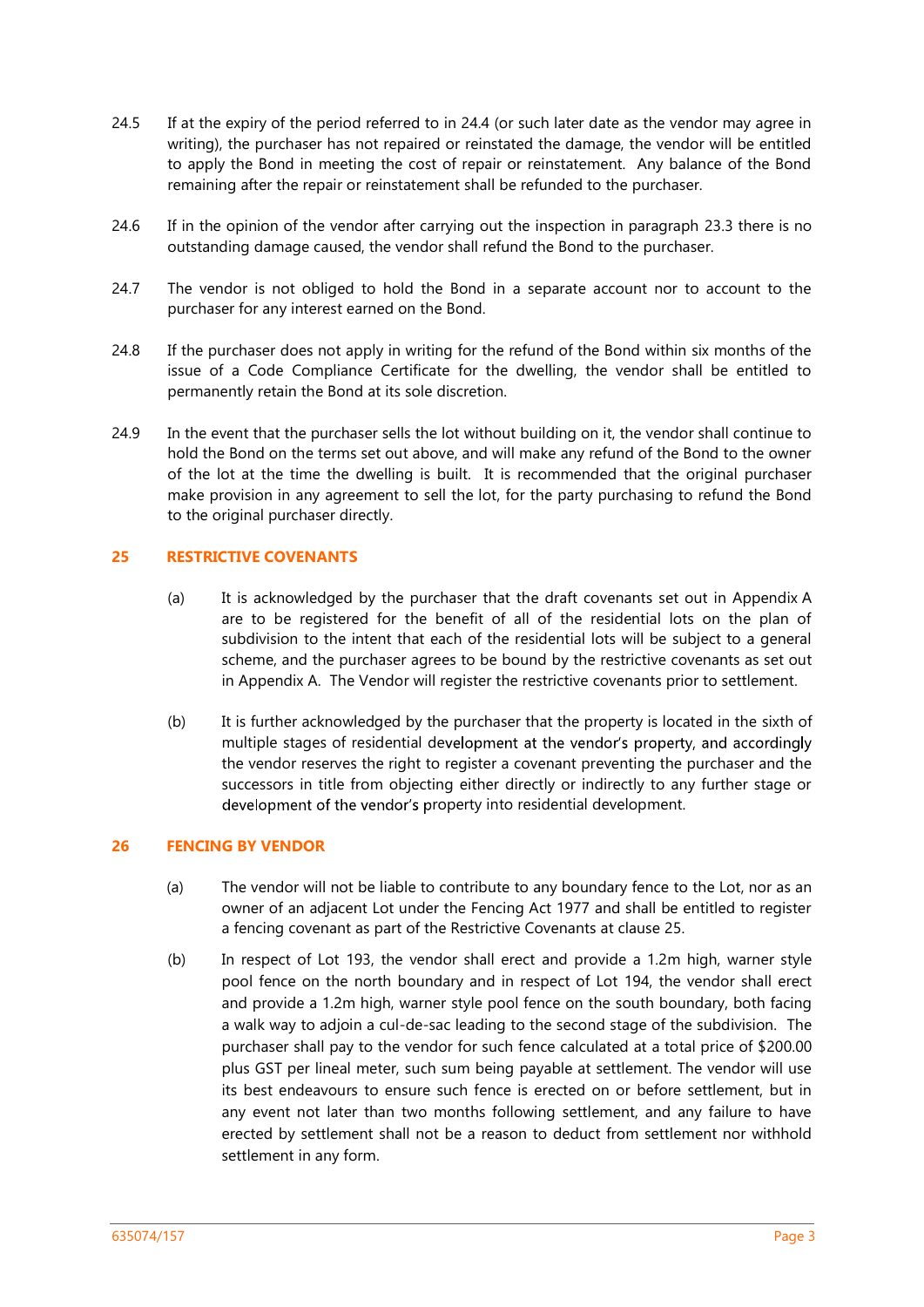24.5 If at the expiry of the period referred to in 24.4 (or such later date as the vendor may agree in writing), the purchaser has not repaired or reinstated the damage, the vendor will be entitled to apply the Bond in meeting the cost of repair or reinstatement. Any balance of the Bond remaining after the repair or reinstatement shall be refunded to the purchaser.

24.6 If in the opinion of the vendor after carrying out the inspection in paragraph 23.3 there is no outstanding damage caused, the vendor shall refund the Bond to the purchaser.

24.7 The vendor is not obliged to hold the Bond in a separate account nor to account to the purchaser for any interest earned on the Bond.

24.8 If the purchaser does not apply in writing for the refund of the Bond within six months of the issue of a Code Compliance Certificate for the dwelling, the vendor shall be entitled to permanently retain the Bond at its sole discretion.

24.9 In the event that the purchaser sells the lot without building on it, the vendor shall continue to hold the Bond on the terms set out above, and will make any refund of the Bond to the owner of the lot at the time the dwelling is built. It is recommended that the original purchaser make provision in any agreement to sell the lot, for the party purchasing to refund the Bond to the original purchaser directly.

## 25 RESTRICTIVE COVENANTS

(a) It is acknowledged by the purchaser that the draft covenants set out in Appendix A are to be registered for the benefit of all of the residential lots on the plan of subdivision to the intent that each of the residential lots will be subject to a general scheme, and the purchaser agrees to be bound by the restrictive covenants as set out in Appendix A. The Vendor will register the restrictive covenants prior to settlement.

(b) It is further acknowledged by the purchaser that the property is located in the sixth of multiple stages of residential development at the vendor's property, and accordingly the vendor reserves the right to register a covenant preventing the purchaser and the successors in title from objecting either directly or indirectly to any further stage or development of the vendor's property into residential development.

## 26 FENCING BY VENDOR

(a) The vendor will not be liable to contribute to any boundary fence to the Lot, nor as an owner of an adjacent Lot under the Fencing Act 1977 and shall be entitled to register a fencing covenant as part of the Restrictive Covenants at clause 25.

(b) In respect of Lot 193, the vendor shall erect and provide a 1.2m high, warner style pool fence on the north boundary and in respect of Lot 194, the vendor shall erect and provide a 1.2m high, warner style pool fence on the south boundary, both facing a walk way to adjoin a cul-de-sac leading to the second stage of the subdivision. The purchaser shall pay to the vendor for such fence calculated at a total price of $200.00 plus GST per lineal meter, such sum being payable at settlement. The vendor will use its best endeavours to ensure such fence is erected on or before settlement, but in any event not later than two months following settlement, and any failure to have erected by settlement shall not be a reason to deduct from settlement nor withhold settlement in any form.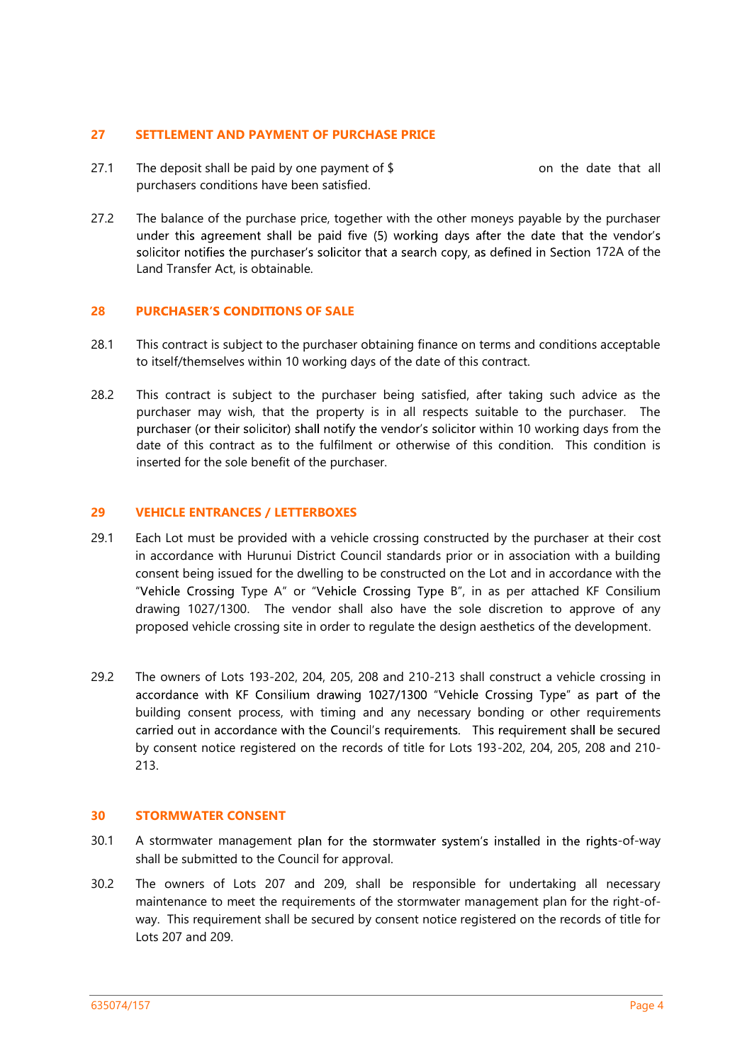## 27 SETTLEMENT AND PAYMENT OF PURCHASE PRICE

27.1 The deposit shall be paid by one payment of $ on the date that all purchasers conditions have been satisfied.

27.2 The balance of the purchase price, together with the other moneys payable by the purchaser under this agreement shall be paid five (5) working days after the date that the vendor's solicitor notifies the purchaser's solicitor that a search copy, as defined in Section 172A of the Land Transfer Act, is obtainable.

## 28 PURCHASER'S CONDITIONS OF SALE

28.1 This contract is subject to the purchaser obtaining finance on terms and conditions acceptable to itself/themselves within 10 working days of the date of this contract.

28.2 This contract is subject to the purchaser being satisfied, after taking such advice as the purchaser may wish, that the property is in all respects suitable to the purchaser. The purchaser (or their solicitor) shall notify the vendor's solicitor within 10 working days from the date of this contract as to the fulfilment or otherwise of this condition. This condition is inserted for the sole benefit of the purchaser.

## 29 VEHICLE ENTRANCES / LETTERBOXES

29.1 Each Lot must be provided with a vehicle crossing constructed by the purchaser at their cost in accordance with Hurunui District Council standards prior or in association with a building consent being issued for the dwelling to be constructed on the Lot and in accordance with the "Vehicle Crossing Type A" or "Vehicle Crossing Type B", in as per attached KF Consilium drawing 1027/1300. The vendor shall also have the sole discretion to approve of any proposed vehicle crossing site in order to regulate the design aesthetics of the development.

29.2 The owners of Lots 193-202, 204, 205, 208 and 210-213 shall construct a vehicle crossing in accordance with KF Consilium drawing 1027/1300 "Vehicle Crossing Type" as part of the building consent process, with timing and any necessary bonding or other requirements carried out in accordance with the Council's requirements. This requirement shall be secured by consent notice registered on the records of title for Lots 193-202, 204, 205, 208 and 210-213.

## 30 STORMWATER CONSENT

30.1 A stormwater management plan for the stormwater system's installed in the rights-of-way shall be submitted to the Council for approval.

30.2 The owners of Lots 207 and 209, shall be responsible for undertaking all necessary maintenance to meet the requirements of the stormwater management plan for the right-of-way. This requirement shall be secured by consent notice registered on the records of title for Lots 207 and 209.

635074/157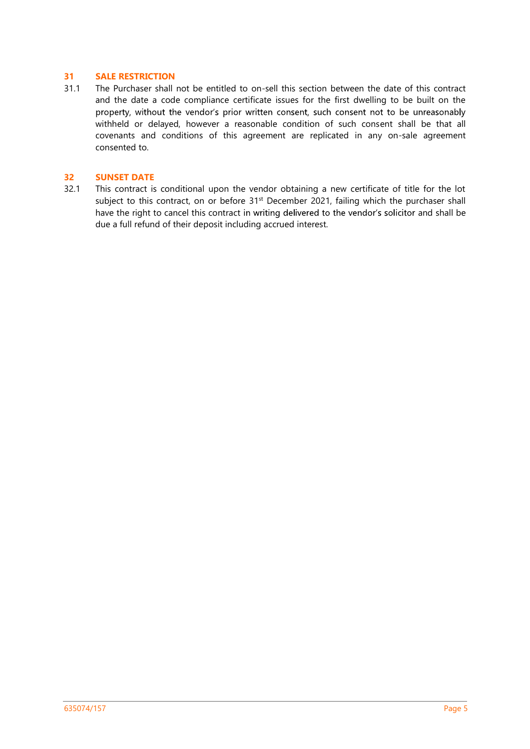## 31 SALE RESTRICTION

31.1 The Purchaser shall not be entitled to on-sell this section between the date of this contract and the date a code compliance certificate issues for the first dwelling to be built on the property, without the vendor's prior written consent, such consent not to be unreasonably withheld or delayed, however a reasonable condition of such consent shall be that all covenants and conditions of this agreement are replicated in any on-sale agreement consented to.

## 32 SUNSET DATE

32.1 This contract is conditional upon the vendor obtaining a new certificate of title for the lot subject to this contract, on or before 31st December 2021, failing which the purchaser shall have the right to cancel this contract in writing delivered to the vendor's solicitor and shall be due a full refund of their deposit including accrued interest.